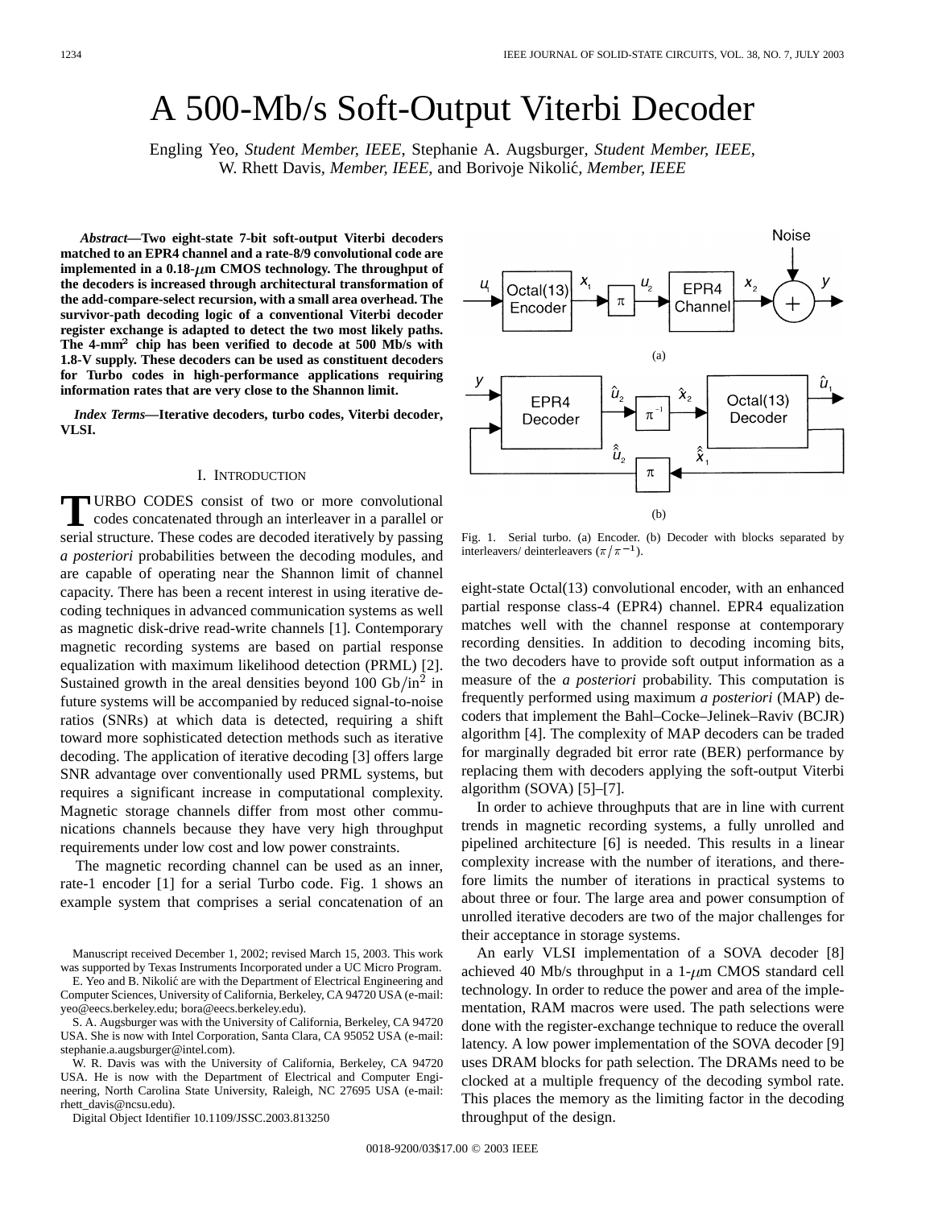# A 500-Mb/s Soft-Output Viterbi Decoder

Engling Yeo, *Student Member, IEEE*, Stephanie A. Augsburger, *Student Member, IEEE*, W. Rhett Davis, *Member, IEEE*, and Borivoje Nikolić, *Member, IEEE*

***Abstract*—Two eight-state 7-bit soft-output Viterbi decoders matched to an EPR4 channel and a rate-8/9 convolutional code are implemented in a 0.18-$\mu$m CMOS technology. The throughput of the decoders is increased through architectural transformation of the add-compare-select recursion, with a small area overhead. The survivor-path decoding logic of a conventional Viterbi decoder register exchange is adapted to detect the two most likely paths. The 4-mm$^2$ chip has been verified to decode at 500 Mb/s with 1.8-V supply. These decoders can be used as constituent decoders for Turbo codes in high-performance applications requiring information rates that are very close to the Shannon limit.**

***Index Terms*—Iterative decoders, turbo codes, Viterbi decoder, VLSI.**

## I. Introduction

Turbo codes consist of two or more convolutional codes concatenated through an interleaver in a parallel or serial structure. These codes are decoded iteratively by passing *a posteriori* probabilities between the decoding modules, and are capable of operating near the Shannon limit of channel capacity. There has been a recent interest in using iterative decoding techniques in advanced communication systems as well as magnetic disk-drive read-write channels [1]. Contemporary magnetic recording systems are based on partial response equalization with maximum likelihood detection (PRML) [2]. Sustained growth in the areal densities beyond 100 Gb/in$^2$ in future systems will be accompanied by reduced signal-to-noise ratios (SNRs) at which data is detected, requiring a shift toward more sophisticated detection methods such as iterative decoding. The application of iterative decoding [3] offers large SNR advantage over conventionally used PRML systems, but requires a significant increase in computational complexity. Magnetic storage channels differ from most other communications channels because they have very high throughput requirements under low cost and low power constraints.

The magnetic recording channel can be used as an inner, rate-1 encoder [1] for a serial Turbo code. Fig. 1 shows an example system that comprises a serial concatenation of an eight-state Octal(13) convolutional encoder, with an enhanced partial response class-4 (EPR4) channel. EPR4 equalization matches well with the channel response at contemporary recording densities. In addition to decoding incoming bits, the two decoders have to provide soft output information as a measure of the *a posteriori* probability. This computation is frequently performed using maximum *a posteriori* (MAP) decoders that implement the Bahl–Cocke–Jelinek–Raviv (BCJR) algorithm [4]. The complexity of MAP decoders can be traded for marginally degraded bit error rate (BER) performance by replacing them with decoders applying the soft-output Viterbi algorithm (SOVA) [5]–[7].

Fig. 1. Serial turbo. (a) Encoder. (b) Decoder with blocks separated by interleavers/ deinterleavers ($\pi/\pi^{-1}$).

In order to achieve throughputs that are in line with current trends in magnetic recording systems, a fully unrolled and pipelined architecture [6] is needed. This results in a linear complexity increase with the number of iterations, and therefore limits the number of iterations in practical systems to about three or four. The large area and power consumption of unrolled iterative decoders are two of the major challenges for their acceptance in storage systems.

An early VLSI implementation of a SOVA decoder [8] achieved 40 Mb/s throughput in a 1-$\mu$m CMOS standard cell technology. In order to reduce the power and area of the implementation, RAM macros were used. The path selections were done with the register-exchange technique to reduce the overall latency. A low power implementation of the SOVA decoder [9] uses DRAM blocks for path selection. The DRAMs need to be clocked at a multiple frequency of the decoding symbol rate. This places the memory as the limiting factor in the decoding throughput of the design.

Manuscript received December 1, 2002; revised March 15, 2003. This work was supported by Texas Instruments Incorporated under a UC Micro Program.

E. Yeo and B. Nikolić are with the Department of Electrical Engineering and Computer Sciences, University of California, Berkeley, CA 94720 USA (e-mail: yeo@eecs.berkeley.edu; bora@eecs.berkeley.edu).

S. A. Augsburger was with the University of California, Berkeley, CA 94720 USA. She is now with Intel Corporation, Santa Clara, CA 95052 USA (e-mail: stephanie.a.augsburger@intel.com).

W. R. Davis was with the University of California, Berkeley, CA 94720 USA. He is now with the Department of Electrical and Computer Engineering, North Carolina State University, Raleigh, NC 27695 USA (e-mail: rhett_davis@ncsu.edu).

Digital Object Identifier 10.1109/JSSC.2003.813250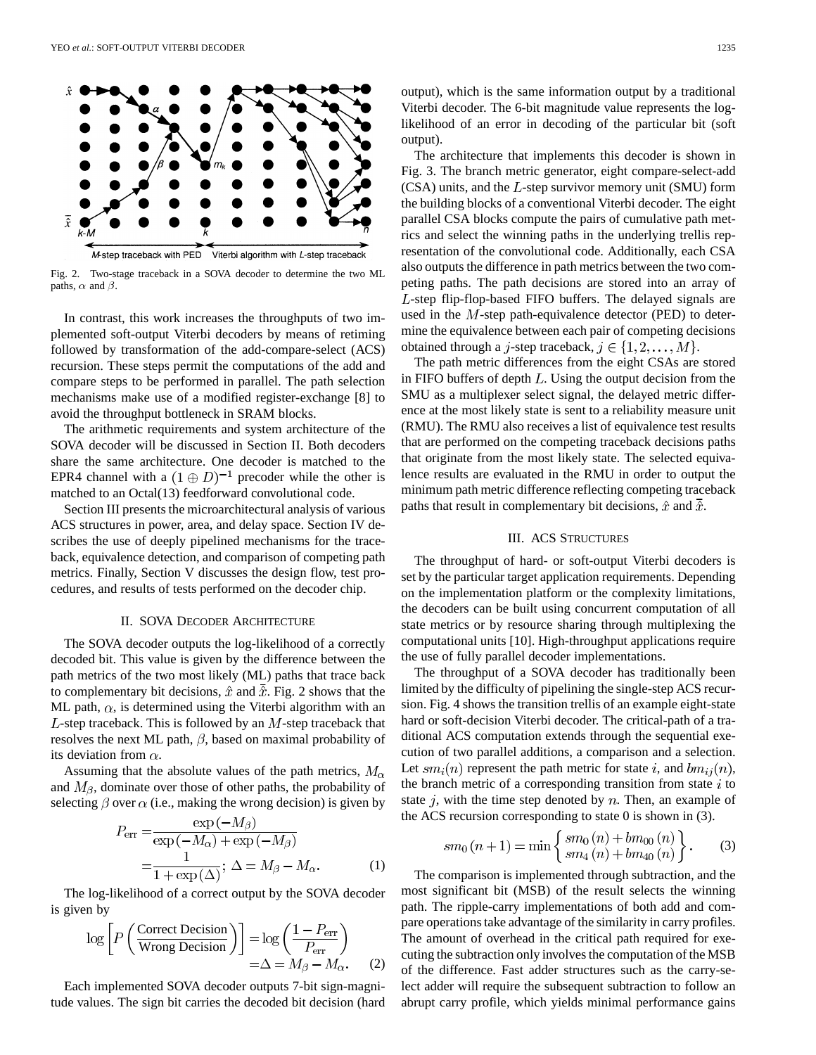$\hat{x}$

$\alpha$

$\beta$

$m_k$

$\bar{\hat{x}}$

$k$-$M$

$k$

$n$

$M$-step traceback with PED Viterbi algorithm with $L$-step traceback

Fig. 2. Two-stage traceback in a SOVA decoder to determine the two ML paths, $\alpha$ and $\beta$.

In contrast, this work increases the throughputs of two implemented soft-output Viterbi decoders by means of retiming followed by transformation of the add-compare-select (ACS) recursion. These steps permit the computations of the add and compare steps to be performed in parallel. The path selection mechanisms make use of a modified register-exchange [8] to avoid the throughput bottleneck in SRAM blocks.

The arithmetic requirements and system architecture of the SOVA decoder will be discussed in Section II. Both decoders share the same architecture. One decoder is matched to the EPR4 channel with a $(1 \oplus D)^{-1}$ precoder while the other is matched to an Octal(13) feedforward convolutional code.

Section III presents the microarchitectural analysis of various ACS structures in power, area, and delay space. Section IV describes the use of deeply pipelined mechanisms for the traceback, equivalence detection, and comparison of competing path metrics. Finally, Section V discusses the design flow, test procedures, and results of tests performed on the decoder chip.

## II. SOVA Decoder Architecture

The SOVA decoder outputs the log-likelihood of a correctly decoded bit. This value is given by the difference between the path metrics of the two most likely (ML) paths that trace back to complementary bit decisions, $\hat{x}$ and $\bar{\hat{x}}$. Fig. 2 shows that the ML path, $\alpha$, is determined using the Viterbi algorithm with an $L$-step traceback. This is followed by an $M$-step traceback that resolves the next ML path, $\beta$, based on maximal probability of its deviation from $\alpha$.

Assuming that the absolute values of the path metrics, $M_\alpha$ and $M_\beta$, dominate over those of other paths, the probability of selecting $\beta$ over $\alpha$ (i.e., making the wrong decision) is given by

$$
\begin{aligned}
P_{\text{err}} &= \frac{\exp(-M_\beta)}{\exp(-M_\alpha) + \exp(-M_\beta)} \\
&= \frac{1}{1+\exp(\Delta)};\ \Delta = M_\beta - M_\alpha. \qquad (1)
\end{aligned}
$$

The log-likelihood of a correct output by the SOVA decoder is given by

$$
\begin{aligned}
\log\left[P\left(\frac{\text{Correct Decision}}{\text{Wrong Decision}}\right)\right] &= \log\left(\frac{1-P_{\text{err}}}{P_{\text{err}}}\right) \\
&= \Delta = M_\beta - M_\alpha. \qquad (2)
\end{aligned}
$$

Each implemented SOVA decoder outputs 7-bit sign-magnitude values. The sign bit carries the decoded bit decision (hard output), which is the same information output by a traditional Viterbi decoder. The 6-bit magnitude value represents the log-likelihood of an error in decoding of the particular bit (soft output).

The architecture that implements this decoder is shown in Fig. 3. The branch metric generator, eight compare-select-add (CSA) units, and the $L$-step survivor memory unit (SMU) form the building blocks of a conventional Viterbi decoder. The eight parallel CSA blocks compute the pairs of cumulative path metrics and select the winning paths in the underlying trellis representation of the convolutional code. Additionally, each CSA also outputs the difference in path metrics between the two competing paths. The path decisions are stored into an array of $L$-step flip-flop-based FIFO buffers. The delayed signals are used in the $M$-step path-equivalence detector (PED) to determine the equivalence between each pair of competing decisions obtained through a $j$-step traceback, $j \in \{1, 2, \ldots, M\}$.

The path metric differences from the eight CSAs are stored in FIFO buffers of depth $L$. Using the output decision from the SMU as a multiplexer select signal, the delayed metric difference at the most likely state is sent to a reliability measure unit (RMU). The RMU also receives a list of equivalence test results that are performed on the competing traceback decisions paths that originate from the most likely state. The selected equivalence results are evaluated in the RMU in order to output the minimum path metric difference reflecting competing traceback paths that result in complementary bit decisions, $\hat{x}$ and $\bar{\hat{x}}$.

## III. ACS Structures

The throughput of hard- or soft-output Viterbi decoders is set by the particular target application requirements. Depending on the implementation platform or the complexity limitations, the decoders can be built using concurrent computation of all state metrics or by resource sharing through multiplexing the computational units [10]. High-throughput applications require the use of fully parallel decoder implementations.

The throughput of a SOVA decoder has traditionally been limited by the difficulty of pipelining the single-step ACS recursion. Fig. 4 shows the transition trellis of an example eight-state hard or soft-decision Viterbi decoder. The critical-path of a traditional ACS computation extends through the sequential execution of two parallel additions, a comparison and a selection. Let $sm_i(n)$ represent the path metric for state $i$, and $bm_{ij}(n)$, the branch metric of a corresponding transition from state $i$ to state $j$, with the time step denoted by $n$. Then, an example of the ACS recursion corresponding to state 0 is shown in (3).

$$
sm_0(n+1) = \min\left\{\begin{array}{l} sm_0(n) + bm_{00}(n) \\ sm_4(n) + bm_{40}(n) \end{array}\right\}. \qquad (3)
$$

The comparison is implemented through subtraction, and the most significant bit (MSB) of the result selects the winning path. The ripple-carry implementations of both add and compare operations take advantage of the similarity in carry profiles. The amount of overhead in the critical path required for executing the subtraction only involves the computation of the MSB of the difference. Fast adder structures such as the carry-select adder will require the subsequent subtraction to follow an abrupt carry profile, which yields minimal performance gains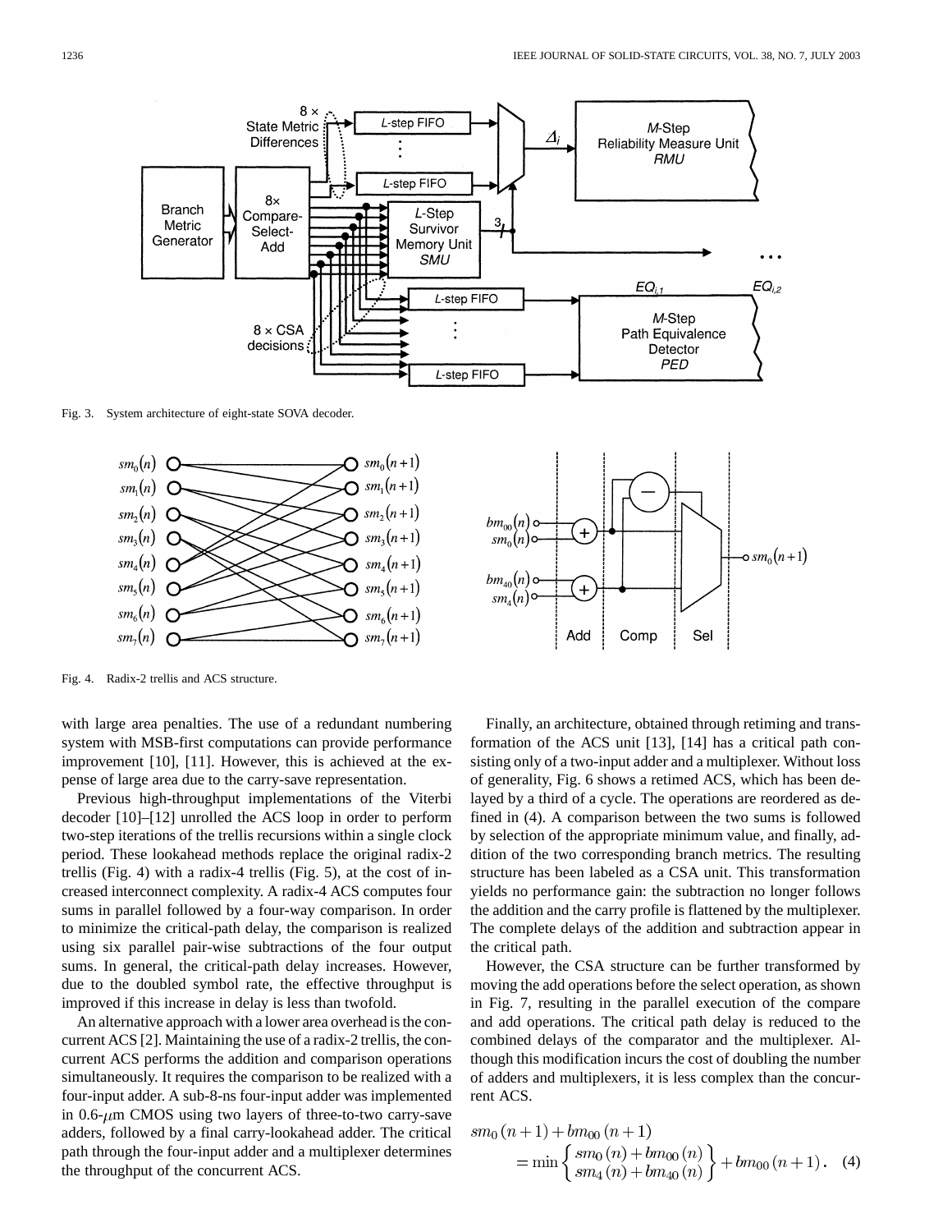Fig. 3. System architecture of eight-state SOVA decoder.

Fig. 4. Radix-2 trellis and ACS structure.

with large area penalties. The use of a redundant numbering system with MSB-first computations can provide performance improvement [10], [11]. However, this is achieved at the expense of large area due to the carry-save representation.

Previous high-throughput implementations of the Viterbi decoder [10]–[12] unrolled the ACS loop in order to perform two-step iterations of the trellis recursions within a single clock period. These lookahead methods replace the original radix-2 trellis (Fig. 4) with a radix-4 trellis (Fig. 5), at the cost of increased interconnect complexity. A radix-4 ACS computes four sums in parallel followed by a four-way comparison. In order to minimize the critical-path delay, the comparison is realized using six parallel pair-wise subtractions of the four output sums. In general, the critical-path delay increases. However, due to the doubled symbol rate, the effective throughput is improved if this increase in delay is less than twofold.

An alternative approach with a lower area overhead is the concurrent ACS [2]. Maintaining the use of a radix-2 trellis, the concurrent ACS performs the addition and comparison operations simultaneously. It requires the comparison to be realized with a four-input adder. A sub-8-ns four-input adder was implemented in 0.6-$\mu$m CMOS using two layers of three-to-two carry-save adders, followed by a final carry-lookahead adder. The critical path through the four-input adder and a multiplexer determines the throughput of the concurrent ACS.

Finally, an architecture, obtained through retiming and transformation of the ACS unit [13], [14] has a critical path consisting only of a two-input adder and a multiplexer. Without loss of generality, Fig. 6 shows a retimed ACS, which has been delayed by a third of a cycle. The operations are reordered as defined in (4). A comparison between the two sums is followed by selection of the appropriate minimum value, and finally, addition of the two corresponding branch metrics. The resulting structure has been labeled as a CSA unit. This transformation yields no performance gain: the subtraction no longer follows the addition and the carry profile is flattened by the multiplexer. The complete delays of the addition and subtraction appear in the critical path.

However, the CSA structure can be further transformed by moving the add operations before the select operation, as shown in Fig. 7, resulting in the parallel execution of the compare and add operations. The critical path delay is reduced to the combined delays of the comparator and the multiplexer. Although this modification incurs the cost of doubling the number of adders and multiplexers, it is less complex than the concurrent ACS.

$$sm_0(n+1) + bm_{00}(n+1) = \min\left\{\begin{array}{l} sm_0(n) + bm_{00}(n) \\ sm_4(n) + bm_{40}(n) \end{array}\right\} + bm_{00}(n+1). \quad (4)$$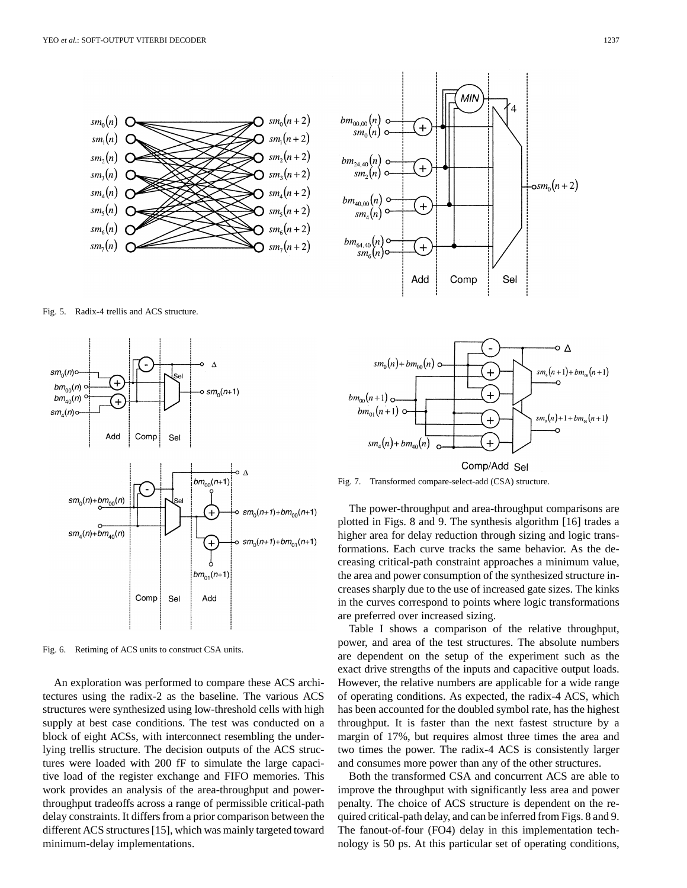Fig. 5. Radix-4 trellis and ACS structure.

Fig. 6. Retiming of ACS units to construct CSA units.

Fig. 7. Transformed compare-select-add (CSA) structure.

An exploration was performed to compare these ACS architectures using the radix-2 as the baseline. The various ACS structures were synthesized using low-threshold cells with high supply at best case conditions. The test was conducted on a block of eight ACSs, with interconnect resembling the underlying trellis structure. The decision outputs of the ACS structures were loaded with 200 fF to simulate the large capacitive load of the register exchange and FIFO memories. This work provides an analysis of the area-throughput and power-throughput tradeoffs across a range of permissible critical-path delay constraints. It differs from a prior comparison between the different ACS structures [15], which was mainly targeted toward minimum-delay implementations.

The power-throughput and area-throughput comparisons are plotted in Figs. 8 and 9. The synthesis algorithm [16] trades a higher area for delay reduction through sizing and logic transformations. Each curve tracks the same behavior. As the decreasing critical-path constraint approaches a minimum value, the area and power consumption of the synthesized structure increases sharply due to the use of increased gate sizes. The kinks in the curves correspond to points where logic transformations are preferred over increased sizing.

Table I shows a comparison of the relative throughput, power, and area of the test structures. The absolute numbers are dependent on the setup of the experiment such as the exact drive strengths of the inputs and capacitive output loads. However, the relative numbers are applicable for a wide range of operating conditions. As expected, the radix-4 ACS, which has been accounted for the doubled symbol rate, has the highest throughput. It is faster than the next fastest structure by a margin of 17%, but requires almost three times the area and two times the power. The radix-4 ACS is consistently larger and consumes more power than any of the other structures.

Both the transformed CSA and concurrent ACS are able to improve the throughput with significantly less area and power penalty. The choice of ACS structure is dependent on the required critical-path delay, and can be inferred from Figs. 8 and 9. The fanout-of-four (FO4) delay in this implementation technology is 50 ps. At this particular set of operating conditions,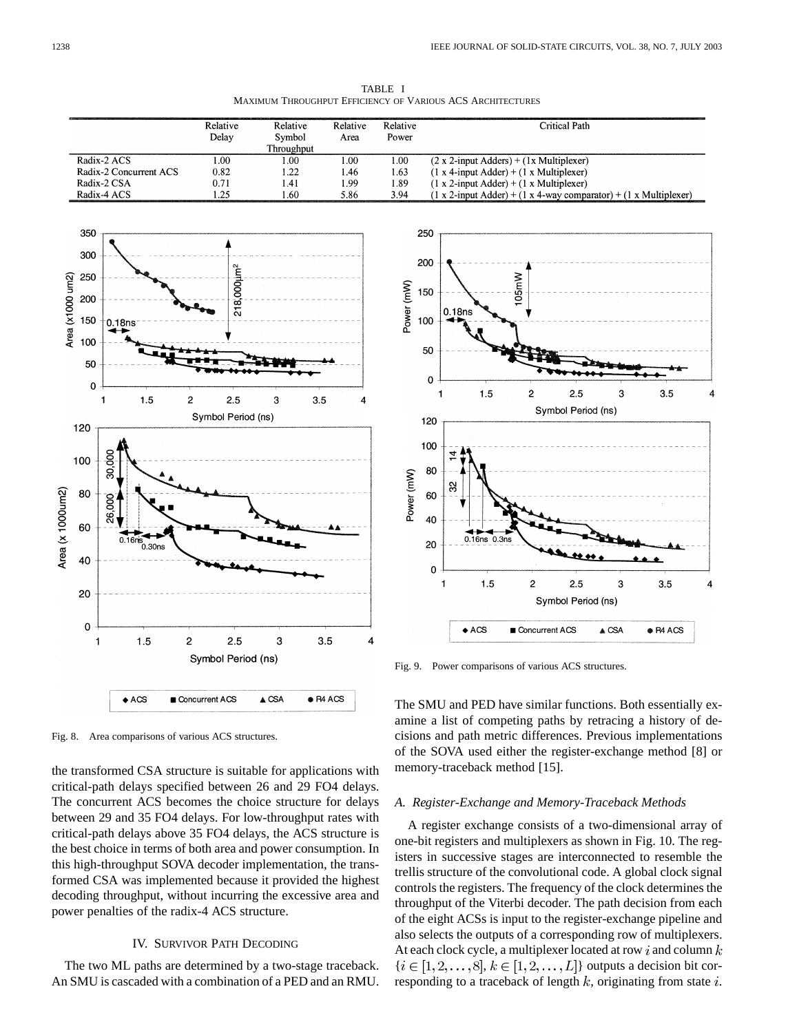TABLE I
MAXIMUM THROUGHPUT EFFICIENCY OF VARIOUS ACS ARCHITECTURES

| | Relative Delay | Relative Symbol Throughput | Relative Area | Relative Power | Critical Path |
|---|---|---|---|---|---|
| Radix-2 ACS | 1.00 | 1.00 | 1.00 | 1.00 | (2 x 2-input Adders) + (1x Multiplexer) |
| Radix-2 Concurrent ACS | 0.82 | 1.22 | 1.46 | 1.63 | (1 x 4-input Adder) + (1 x Multiplexer) |
| Radix-2 CSA | 0.71 | 1.41 | 1.99 | 1.89 | (1 x 2-input Adder) + (1 x Multiplexer) |
| Radix-4 ACS | 1.25 | 1.60 | 5.86 | 3.94 | (1 x 2-input Adder) + (1 x 4-way comparator) + (1 x Multiplexer) |

Fig. 8. Area comparisons of various ACS structures.

Fig. 9. Power comparisons of various ACS structures.

the transformed CSA structure is suitable for applications with critical-path delays specified between 26 and 29 FO4 delays. The concurrent ACS becomes the choice structure for delays between 29 and 35 FO4 delays. For low-throughput rates with critical-path delays above 35 FO4 delays, the ACS structure is the best choice in terms of both area and power consumption. In this high-throughput SOVA decoder implementation, the transformed CSA was implemented because it provided the highest decoding throughput, without incurring the excessive area and power penalties of the radix-4 ACS structure.

## IV. SURVIVOR PATH DECODING

The two ML paths are determined by a two-stage traceback. An SMU is cascaded with a combination of a PED and an RMU. The SMU and PED have similar functions. Both essentially examine a list of competing paths by retracing a history of decisions and path metric differences. Previous implementations of the SOVA used either the register-exchange method [8] or memory-traceback method [15].

### *A. Register-Exchange and Memory-Traceback Methods*

A register exchange consists of a two-dimensional array of one-bit registers and multiplexers as shown in Fig. 10. The registers in successive stages are interconnected to resemble the trellis structure of the convolutional code. A global clock signal controls the registers. The frequency of the clock determines the throughput of the Viterbi decoder. The path decision from each of the eight ACSs is input to the register-exchange pipeline and also selects the outputs of a corresponding row of multiplexers. At each clock cycle, a multiplexer located at row $i$ and column $k$ $\{i \in [1, 2, \ldots, 8], k \in [1, 2, \ldots, L]\}$ outputs a decision bit corresponding to a traceback of length $k$, originating from state $i$.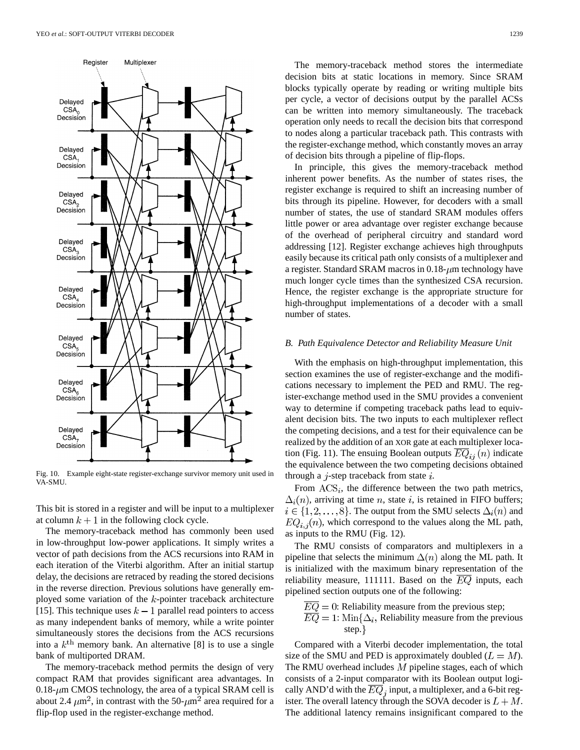Fig. 10. Example eight-state register-exchange survivor memory unit used in VA-SMU.

This bit is stored in a register and will be input to a multiplexer at column $k+1$ in the following clock cycle.

The memory-traceback method has commonly been used in low-throughput low-power applications. It simply writes a vector of path decisions from the ACS recursions into RAM in each iteration of the Viterbi algorithm. After an initial startup delay, the decisions are retraced by reading the stored decisions in the reverse direction. Previous solutions have generally employed some variation of the $k$-pointer traceback architecture [15]. This technique uses $k-1$ parallel read pointers to access as many independent banks of memory, while a write pointer simultaneously stores the decisions from the ACS recursions into a $k^{\text{th}}$ memory bank. An alternative [8] is to use a single bank of multiported DRAM.

The memory-traceback method permits the design of very compact RAM that provides significant area advantages. In 0.18-$\mu$m CMOS technology, the area of a typical SRAM cell is about 2.4 $\mu$m$^2$, in contrast with the 50-$\mu$m$^2$ area required for a flip-flop used in the register-exchange method.

The memory-traceback method stores the intermediate decision bits at static locations in memory. Since SRAM blocks typically operate by reading or writing multiple bits per cycle, a vector of decisions output by the parallel ACSs can be written into memory simultaneously. The traceback operation only needs to recall the decision bits that correspond to nodes along a particular traceback path. This contrasts with the register-exchange method, which constantly moves an array of decision bits through a pipeline of flip-flops.

In principle, this gives the memory-traceback method inherent power benefits. As the number of states rises, the register exchange is required to shift an increasing number of bits through its pipeline. However, for decoders with a small number of states, the use of standard SRAM modules offers little power or area advantage over register exchange because of the overhead of peripheral circuitry and standard word addressing [12]. Register exchange achieves high throughputs easily because its critical path only consists of a multiplexer and a register. Standard SRAM macros in 0.18-$\mu$m technology have much longer cycle times than the synthesized CSA recursion. Hence, the register exchange is the appropriate structure for high-throughput implementations of a decoder with a small number of states.

### *B. Path Equivalence Detector and Reliability Measure Unit*

With the emphasis on high-throughput implementation, this section examines the use of register-exchange and the modifications necessary to implement the PED and RMU. The register-exchange method used in the SMU provides a convenient way to determine if competing traceback paths lead to equivalent decision bits. The two inputs to each multiplexer reflect the competing decisions, and a test for their equivalence can be realized by the addition of an XOR gate at each multiplexer location (Fig. 11). The ensuing Boolean outputs $\overline{EQ}_{ij}(n)$ indicate the equivalence between the two competing decisions obtained through a $j$-step traceback from state $i$.

From $\mathrm{ACS}_i$, the difference between the two path metrics, $\Delta_i(n)$, arriving at time $n$, state $i$, is retained in FIFO buffers; $i \in \{1, 2, \ldots, 8\}$. The output from the SMU selects $\Delta_i(n)$ and $EQ_{i,j}(n)$, which correspond to the values along the ML path, as inputs to the RMU (Fig. 12).

The RMU consists of comparators and multiplexers in a pipeline that selects the minimum $\Delta(n)$ along the ML path. It is initialized with the maximum binary representation of the reliability measure, 111111. Based on the $\overline{EQ}$ inputs, each pipelined section outputs one of the following:

- $\overline{EQ} = 0$: Reliability measure from the previous step;
- $\overline{EQ} = 1$: $\mathrm{Min}\{\Delta_i$, Reliability measure from the previous step.$\}$

Compared with a Viterbi decoder implementation, the total size of the SMU and PED is approximately doubled ($L = M$). The RMU overhead includes $M$ pipeline stages, each of which consists of a 2-input comparator with its Boolean output logically AND'd with the $\overline{EQ}_j$ input, a multiplexer, and a 6-bit register. The overall latency through the SOVA decoder is $L + M$. The additional latency remains insignificant compared to the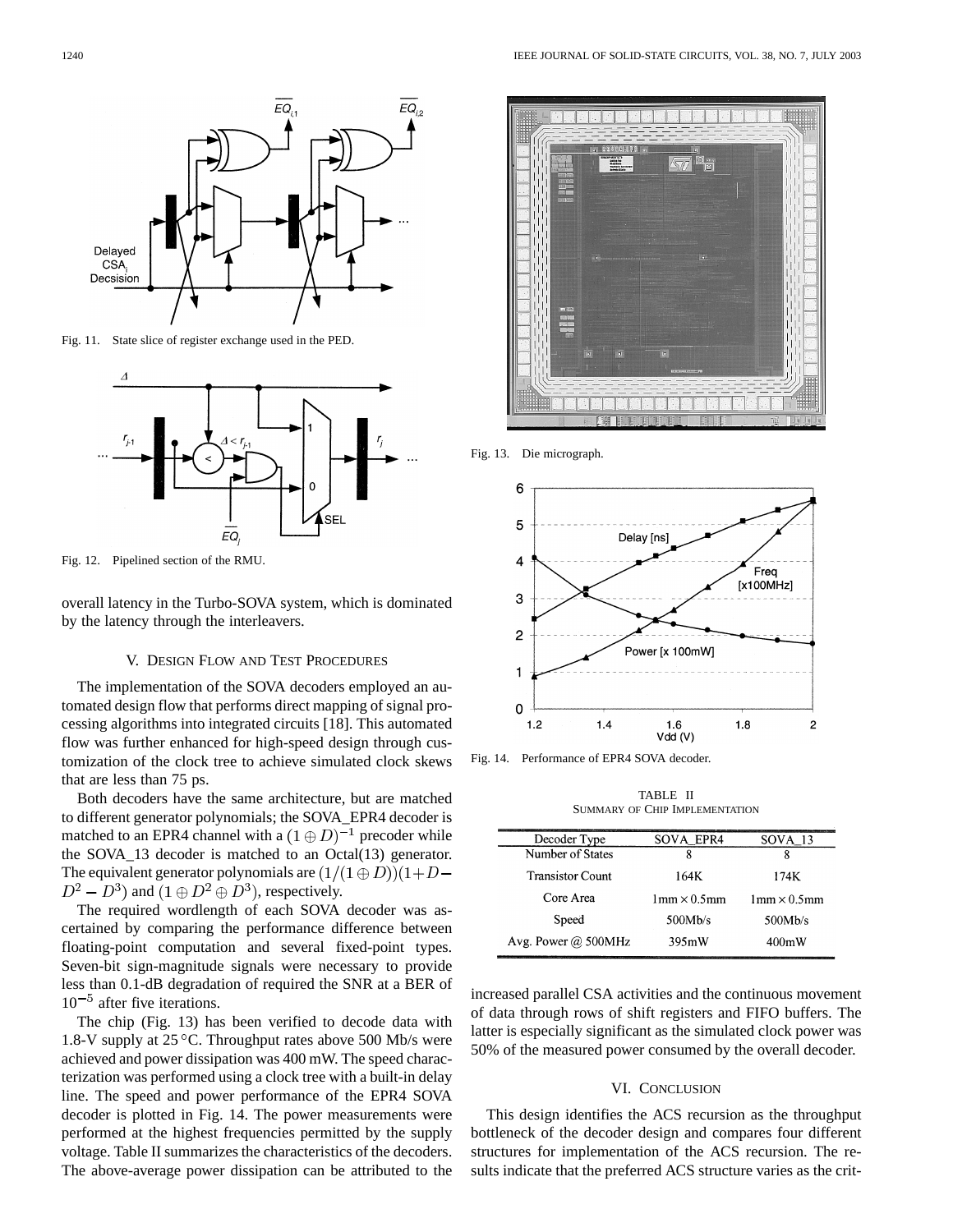Fig. 11. State slice of register exchange used in the PED.

Fig. 12. Pipelined section of the RMU.

overall latency in the Turbo-SOVA system, which is dominated by the latency through the interleavers.

## V. Design Flow and Test Procedures

The implementation of the SOVA decoders employed an automated design flow that performs direct mapping of signal processing algorithms into integrated circuits [18]. This automated flow was further enhanced for high-speed design through customization of the clock tree to achieve simulated clock skews that are less than 75 ps.

Both decoders have the same architecture, but are matched to different generator polynomials; the SOVA_EPR4 decoder is matched to an EPR4 channel with a $(1 \oplus D)^{-1}$ precoder while the SOVA_13 decoder is matched to an Octal(13) generator. The equivalent generator polynomials are $(1/(1 \oplus D))(1+D-D^2-D^3)$ and $(1 \oplus D^2 \oplus D^3)$, respectively.

The required wordlength of each SOVA decoder was ascertained by comparing the performance difference between floating-point computation and several fixed-point types. Seven-bit sign-magnitude signals were necessary to provide less than 0.1-dB degradation of required the SNR at a BER of $10^{-5}$ after five iterations.

The chip (Fig. 13) has been verified to decode data with 1.8-V supply at 25 °C. Throughput rates above 500 Mb/s were achieved and power dissipation was 400 mW. The speed characterization was performed using a clock tree with a built-in delay line. The speed and power performance of the EPR4 SOVA decoder is plotted in Fig. 14. The power measurements were performed at the highest frequencies permitted by the supply voltage. Table II summarizes the characteristics of the decoders. The above-average power dissipation can be attributed to the increased parallel CSA activities and the continuous movement of data through rows of shift registers and FIFO buffers. The latter is especially significant as the simulated clock power was 50% of the measured power consumed by the overall decoder.

Fig. 13. Die micrograph.

Fig. 14. Performance of EPR4 SOVA decoder.

TABLE II
Summary of Chip Implementation

| Decoder Type | SOVA_EPR4 | SOVA_13 |
|---|---|---|
| Number of States | 8 | 8 |
| Transistor Count | 164K | 174K |
| Core Area | 1mm × 0.5mm | 1mm × 0.5mm |
| Speed | 500Mb/s | 500Mb/s |
| Avg. Power @ 500MHz | 395mW | 400mW |

## VI. Conclusion

This design identifies the ACS recursion as the throughput bottleneck of the decoder design and compares four different structures for implementation of the ACS recursion. The results indicate that the preferred ACS structure varies as the crit-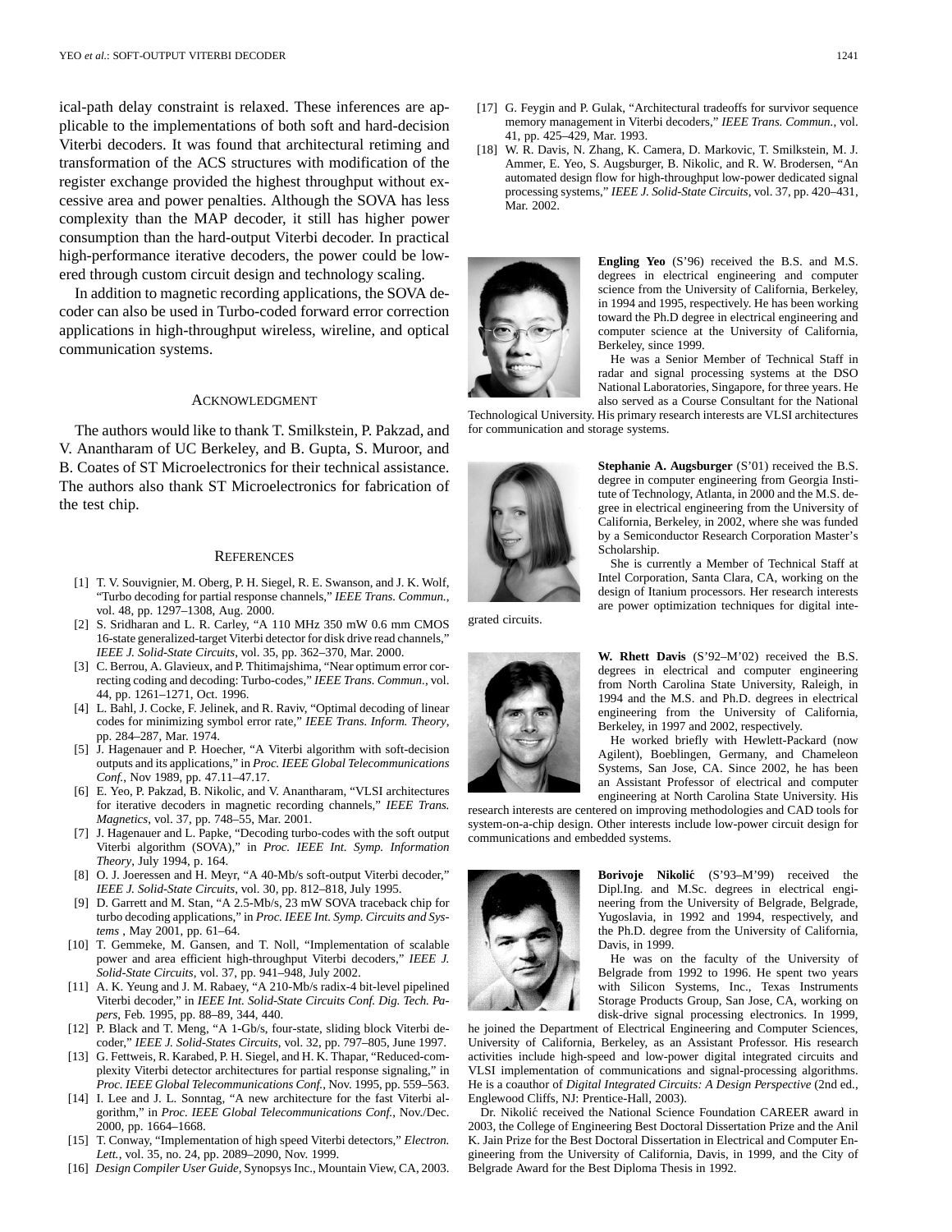ical-path delay constraint is relaxed. These inferences are applicable to the implementations of both soft and hard-decision Viterbi decoders. It was found that architectural retiming and transformation of the ACS structures with modification of the register exchange provided the highest throughput without excessive area and power penalties. Although the SOVA has less complexity than the MAP decoder, it still has higher power consumption than the hard-output Viterbi decoder. In practical high-performance iterative decoders, the power could be lowered through custom circuit design and technology scaling.

In addition to magnetic recording applications, the SOVA decoder can also be used in Turbo-coded forward error correction applications in high-throughput wireless, wireline, and optical communication systems.

## Acknowledgment

The authors would like to thank T. Smilkstein, P. Pakzad, and V. Anantharam of UC Berkeley, and B. Gupta, S. Muroor, and B. Coates of ST Microelectronics for their technical assistance. The authors also thank ST Microelectronics for fabrication of the test chip.

## References

[1] T. V. Souvignier, M. Oberg, P. H. Siegel, R. E. Swanson, and J. K. Wolf, "Turbo decoding for partial response channels," *IEEE Trans. Commun.*, vol. 48, pp. 1297–1308, Aug. 2000.

[2] S. Sridharan and L. R. Carley, "A 110 MHz 350 mW 0.6 mm CMOS 16-state generalized-target Viterbi detector for disk drive read channels," *IEEE J. Solid-State Circuits*, vol. 35, pp. 362–370, Mar. 2000.

[3] C. Berrou, A. Glavieux, and P. Thitimajshima, "Near optimum error correcting coding and decoding: Turbo-codes," *IEEE Trans. Commun.*, vol. 44, pp. 1261–1271, Oct. 1996.

[4] L. Bahl, J. Cocke, F. Jelinek, and R. Raviv, "Optimal decoding of linear codes for minimizing symbol error rate," *IEEE Trans. Inform. Theory*, pp. 284–287, Mar. 1974.

[5] J. Hagenauer and P. Hoecher, "A Viterbi algorithm with soft-decision outputs and its applications," in *Proc. IEEE Global Telecommunications Conf.*, Nov 1989, pp. 47.11–47.17.

[6] E. Yeo, P. Pakzad, B. Nikolic, and V. Anantharam, "VLSI architectures for iterative decoders in magnetic recording channels," *IEEE Trans. Magnetics*, vol. 37, pp. 748–55, Mar. 2001.

[7] J. Hagenauer and L. Papke, "Decoding turbo-codes with the soft output Viterbi algorithm (SOVA)," in *Proc. IEEE Int. Symp. Information Theory*, July 1994, p. 164.

[8] O. J. Joeressen and H. Meyr, "A 40-Mb/s soft-output Viterbi decoder," *IEEE J. Solid-State Circuits*, vol. 30, pp. 812–818, July 1995.

[9] D. Garrett and M. Stan, "A 2.5-Mb/s, 23 mW SOVA traceback chip for turbo decoding applications," in *Proc. IEEE Int. Symp. Circuits and Systems* , May 2001, pp. 61–64.

[10] T. Gemmeke, M. Gansen, and T. Noll, "Implementation of scalable power and area efficient high-throughput Viterbi decoders," *IEEE J. Solid-State Circuits*, vol. 37, pp. 941–948, July 2002.

[11] A. K. Yeung and J. M. Rabaey, "A 210-Mb/s radix-4 bit-level pipelined Viterbi decoder," in *IEEE Int. Solid-State Circuits Conf. Dig. Tech. Papers*, Feb. 1995, pp. 88–89, 344, 440.

[12] P. Black and T. Meng, "A 1-Gb/s, four-state, sliding block Viterbi decoder," *IEEE J. Solid-States Circuits*, vol. 32, pp. 797–805, June 1997.

[13] G. Fettweis, R. Karabed, P. H. Siegel, and H. K. Thapar, "Reduced-complexity Viterbi detector architectures for partial response signaling," in *Proc. IEEE Global Telecommunications Conf.*, Nov. 1995, pp. 559–563.

[14] I. Lee and J. L. Sonntag, "A new architecture for the fast Viterbi algorithm," in *Proc. IEEE Global Telecommunications Conf.*, Nov./Dec. 2000, pp. 1664–1668.

[15] T. Conway, "Implementation of high speed Viterbi detectors," *Electron. Lett.*, vol. 35, no. 24, pp. 2089–2090, Nov. 1999.

[16] *Design Compiler User Guide*, Synopsys Inc., Mountain View, CA, 2003.

[17] G. Feygin and P. Gulak, "Architectural tradeoffs for survivor sequence memory management in Viterbi decoders," *IEEE Trans. Commun.*, vol. 41, pp. 425–429, Mar. 1993.

[18] W. R. Davis, N. Zhang, K. Camera, D. Markovic, T. Smilkstein, M. J. Ammer, E. Yeo, S. Augsburger, B. Nikolic, and R. W. Brodersen, "An automated design flow for high-throughput low-power dedicated signal processing systems," *IEEE J. Solid-State Circuits*, vol. 37, pp. 420–431, Mar. 2002.

**Engling Yeo** (S'96) received the B.S. and M.S. degrees in electrical engineering and computer science from the University of California, Berkeley, in 1994 and 1995, respectively. He has been working toward the Ph.D degree in electrical engineering and computer science at the University of California, Berkeley, since 1999.

He was a Senior Member of Technical Staff in radar and signal processing systems at the DSO National Laboratories, Singapore, for three years. He also served as a Course Consultant for the National Technological University. His primary research interests are VLSI architectures for communication and storage systems.

**Stephanie A. Augsburger** (S'01) received the B.S. degree in computer engineering from Georgia Institute of Technology, Atlanta, in 2000 and the M.S. degree in electrical engineering from the University of California, Berkeley, in 2002, where she was funded by a Semiconductor Research Corporation Master's Scholarship.

She is currently a Member of Technical Staff at Intel Corporation, Santa Clara, CA, working on the design of Itanium processors. Her research interests are power optimization techniques for digital integrated circuits.

**W. Rhett Davis** (S'92–M'02) received the B.S. degrees in electrical and computer engineering from North Carolina State University, Raleigh, in 1994 and the M.S. and Ph.D. degrees in electrical engineering from the University of California, Berkeley, in 1997 and 2002, respectively.

He worked briefly with Hewlett-Packard (now Agilent), Boeblingen, Germany, and Chameleon Systems, San Jose, CA. Since 2002, he has been an Assistant Professor of electrical and computer engineering at North Carolina State University. His research interests are centered on improving methodologies and CAD tools for system-on-a-chip design. Other interests include low-power circuit design for communications and embedded systems.

**Borivoje Nikolić** (S'93–M'99) received the Dipl.Ing. and M.Sc. degrees in electrical engineering from the University of Belgrade, Belgrade, Yugoslavia, in 1992 and 1994, respectively, and the Ph.D. degree from the University of California, Davis, in 1999.

He was on the faculty of the University of Belgrade from 1992 to 1996. He spent two years with Silicon Systems, Inc., Texas Instruments Storage Products Group, San Jose, CA, working on disk-drive signal processing electronics. In 1999, he joined the Department of Electrical Engineering and Computer Sciences, University of California, Berkeley, as an Assistant Professor. His research activities include high-speed and low-power digital integrated circuits and VLSI implementation of communications and signal-processing algorithms. He is a coauthor of *Digital Integrated Circuits: A Design Perspective* (2nd ed., Englewood Cliffs, NJ: Prentice-Hall, 2003).

Dr. Nikolić received the National Science Foundation CAREER award in 2003, the College of Engineering Best Doctoral Dissertation Prize and the Anil K. Jain Prize for the Best Doctoral Dissertation in Electrical and Computer Engineering from the University of California, Davis, in 1999, and the City of Belgrade Award for the Best Diploma Thesis in 1992.